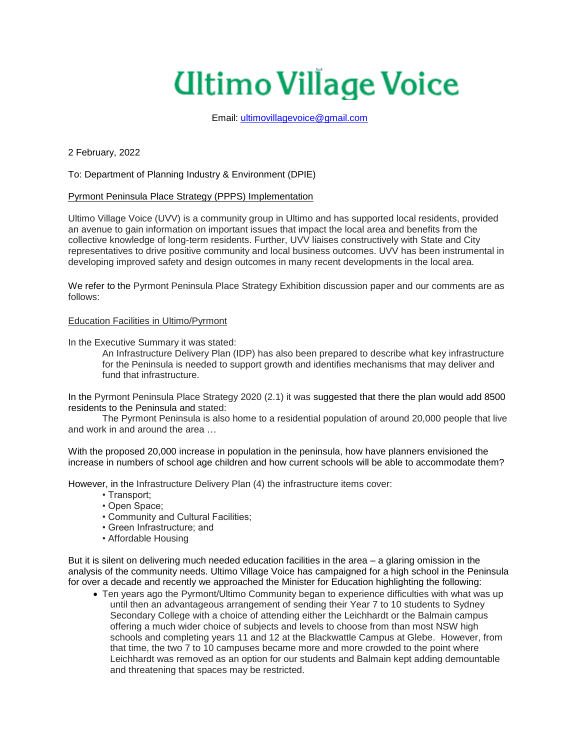# Ultimo Village Voice

Email: ultimovillagevoice@gmail.com

2 February, 2022

To: Department of Planning Industry & Environment (DPIE)

Pyrmont Peninsula Place Strategy (PPPS) Implementation

Ultimo Village Voice (UVV) is a community group in Ultimo and has supported local residents, provided an avenue to gain information on important issues that impact the local area and benefits from the collective knowledge of long-term residents. Further, UVV liaises constructively with State and City representatives to drive positive community and local business outcomes. UVV has been instrumental in developing improved safety and design outcomes in many recent developments in the local area.

We refer to the Pyrmont Peninsula Place Strategy Exhibition discussion paper and our comments are as follows:

Education Facilities in Ultimo/Pyrmont

In the Executive Summary it was stated:

> An Infrastructure Delivery Plan (IDP) has also been prepared to describe what key infrastructure for the Peninsula is needed to support growth and identifies mechanisms that may deliver and fund that infrastructure.

In the Pyrmont Peninsula Place Strategy 2020 (2.1) it was suggested that there the plan would add 8500 residents to the Peninsula and stated:

> The Pyrmont Peninsula is also home to a residential population of around 20,000 people that live and work in and around the area …

With the proposed 20,000 increase in population in the peninsula, how have planners envisioned the increase in numbers of school age children and how current schools will be able to accommodate them?

However, in the Infrastructure Delivery Plan (4) the infrastructure items cover:

- Transport;
- Open Space;
- Community and Cultural Facilities;
- Green Infrastructure; and
- Affordable Housing

But it is silent on delivering much needed education facilities in the area – a glaring omission in the analysis of the community needs. Ultimo Village Voice has campaigned for a high school in the Peninsula for over a decade and recently we approached the Minister for Education highlighting the following:

- Ten years ago the Pyrmont/Ultimo Community began to experience difficulties with what was up until then an advantageous arrangement of sending their Year 7 to 10 students to Sydney Secondary College with a choice of attending either the Leichhardt or the Balmain campus offering a much wider choice of subjects and levels to choose from than most NSW high schools and completing years 11 and 12 at the Blackwattle Campus at Glebe. However, from that time, the two 7 to 10 campuses became more and more crowded to the point where Leichhardt was removed as an option for our students and Balmain kept adding demountable and threatening that spaces may be restricted.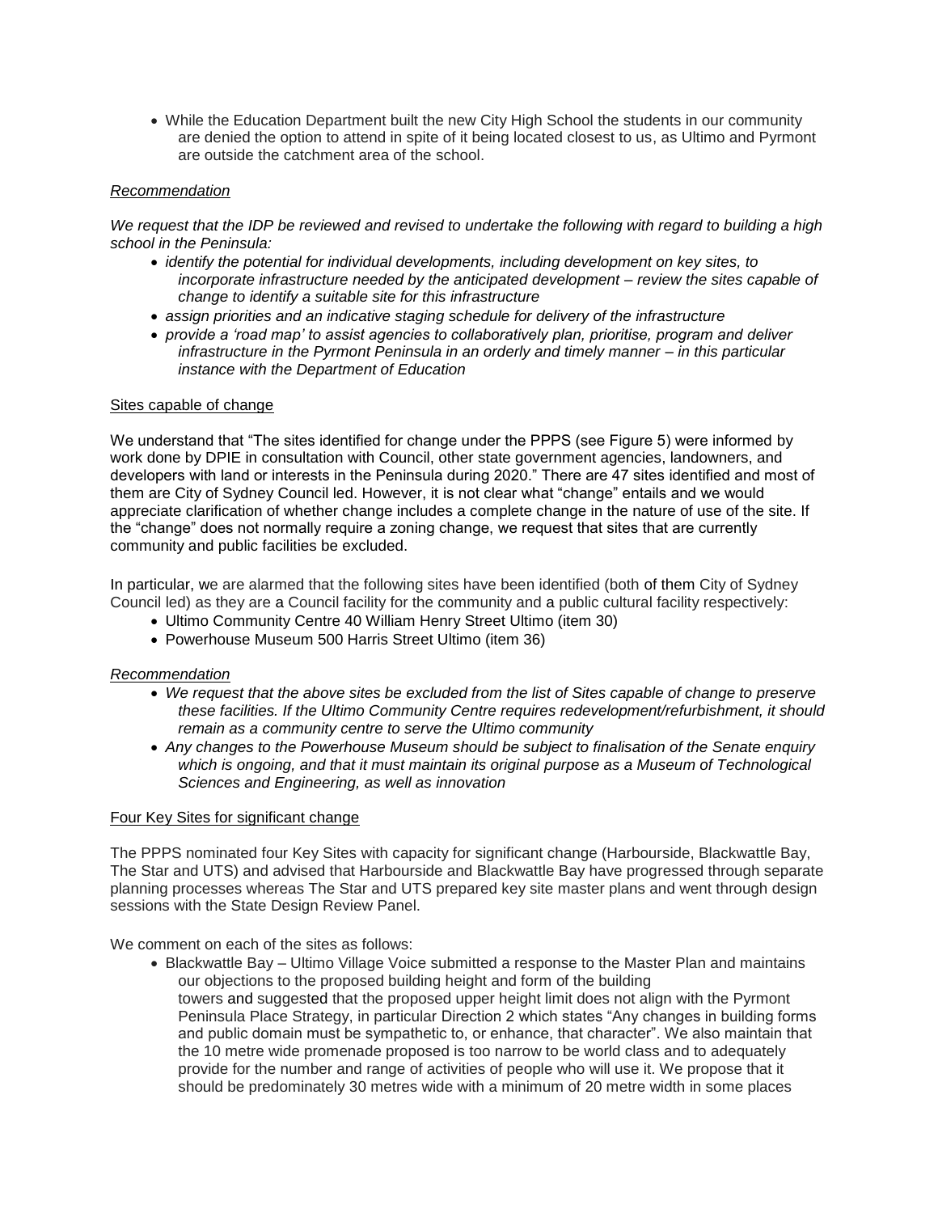- While the Education Department built the new City High School the students in our community are denied the option to attend in spite of it being located closest to us, as Ultimo and Pyrmont are outside the catchment area of the school.

*Recommendation*

*We request that the IDP be reviewed and revised to undertake the following with regard to building a high school in the Peninsula:*

- *identify the potential for individual developments, including development on key sites, to incorporate infrastructure needed by the anticipated development – review the sites capable of change to identify a suitable site for this infrastructure*
- *assign priorities and an indicative staging schedule for delivery of the infrastructure*
- *provide a 'road map' to assist agencies to collaboratively plan, prioritise, program and deliver infrastructure in the Pyrmont Peninsula in an orderly and timely manner – in this particular instance with the Department of Education*

Sites capable of change

We understand that "The sites identified for change under the PPPS (see Figure 5) were informed by work done by DPIE in consultation with Council, other state government agencies, landowners, and developers with land or interests in the Peninsula during 2020." There are 47 sites identified and most of them are City of Sydney Council led. However, it is not clear what "change" entails and we would appreciate clarification of whether change includes a complete change in the nature of use of the site. If the "change" does not normally require a zoning change, we request that sites that are currently community and public facilities be excluded.

In particular, we are alarmed that the following sites have been identified (both of them City of Sydney Council led) as they are a Council facility for the community and a public cultural facility respectively:

- Ultimo Community Centre 40 William Henry Street Ultimo (item 30)
- Powerhouse Museum 500 Harris Street Ultimo (item 36)

*Recommendation*

- *We request that the above sites be excluded from the list of Sites capable of change to preserve these facilities. If the Ultimo Community Centre requires redevelopment/refurbishment, it should remain as a community centre to serve the Ultimo community*
- *Any changes to the Powerhouse Museum should be subject to finalisation of the Senate enquiry which is ongoing, and that it must maintain its original purpose as a Museum of Technological Sciences and Engineering, as well as innovation*

Four Key Sites for significant change

The PPPS nominated four Key Sites with capacity for significant change (Harbourside, Blackwattle Bay, The Star and UTS) and advised that Harbourside and Blackwattle Bay have progressed through separate planning processes whereas The Star and UTS prepared key site master plans and went through design sessions with the State Design Review Panel.

We comment on each of the sites as follows:

- Blackwattle Bay – Ultimo Village Voice submitted a response to the Master Plan and maintains our objections to the proposed building height and form of the building towers and suggested that the proposed upper height limit does not align with the Pyrmont Peninsula Place Strategy, in particular Direction 2 which states "Any changes in building forms and public domain must be sympathetic to, or enhance, that character". We also maintain that the 10 metre wide promenade proposed is too narrow to be world class and to adequately provide for the number and range of activities of people who will use it. We propose that it should be predominately 30 metres wide with a minimum of 20 metre width in some places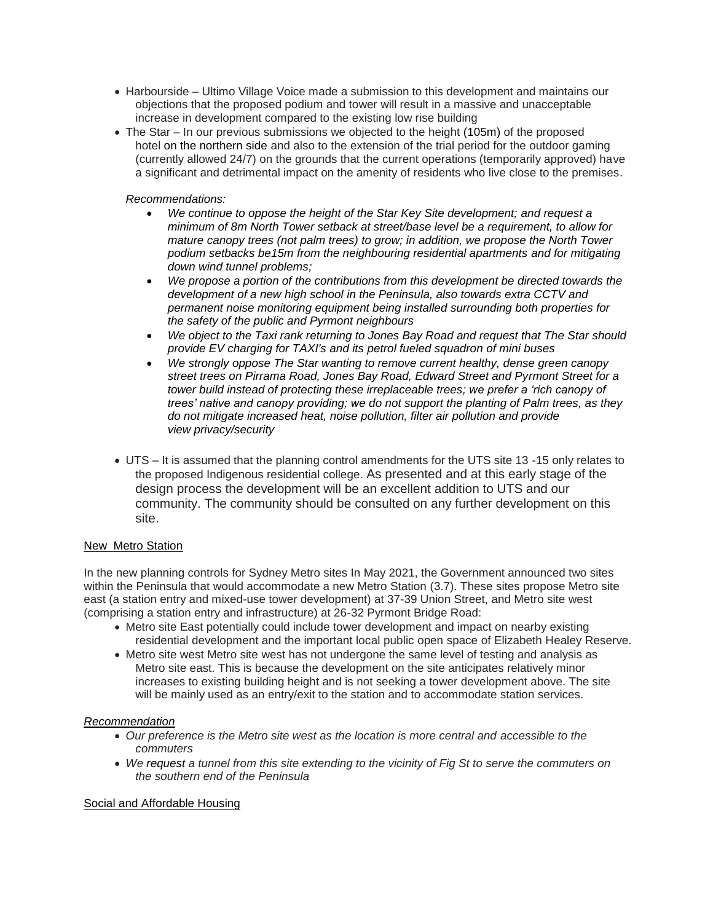- Harbourside – Ultimo Village Voice made a submission to this development and maintains our objections that the proposed podium and tower will result in a massive and unacceptable increase in development compared to the existing low rise building
- The Star – In our previous submissions we objected to the height (105m) of the proposed hotel on the northern side and also to the extension of the trial period for the outdoor gaming (currently allowed 24/7) on the grounds that the current operations (temporarily approved) have a significant and detrimental impact on the amenity of residents who live close to the premises.

  *Recommendations:*

  - *We continue to oppose the height of the Star Key Site development; and request a minimum of 8m North Tower setback at street/base level be a requirement, to allow for mature canopy trees (not palm trees) to grow; in addition, we propose the North Tower podium setbacks be15m from the neighbouring residential apartments and for mitigating down wind tunnel problems;*
  - *We propose a portion of the contributions from this development be directed towards the development of a new high school in the Peninsula, also towards extra CCTV and permanent noise monitoring equipment being installed surrounding both properties for the safety of the public and Pyrmont neighbours*
  - *We object to the Taxi rank returning to Jones Bay Road and request that The Star should provide EV charging for TAXI's and its petrol fueled squadron of mini buses*
  - *We strongly oppose The Star wanting to remove current healthy, dense green canopy street trees on Pirrama Road, Jones Bay Road, Edward Street and Pyrmont Street for a tower build instead of protecting these irreplaceable trees; we prefer a 'rich canopy of trees' native and canopy providing; we do not support the planting of Palm trees, as they do not mitigate increased heat, noise pollution, filter air pollution and provide view privacy/security*

- UTS – It is assumed that the planning control amendments for the UTS site 13 -15 only relates to the proposed Indigenous residential college. As presented and at this early stage of the design process the development will be an excellent addition to UTS and our community. The community should be consulted on any further development on this site.

## New Metro Station

In the new planning controls for Sydney Metro sites In May 2021, the Government announced two sites within the Peninsula that would accommodate a new Metro Station (3.7). These sites propose Metro site east (a station entry and mixed-use tower development) at 37-39 Union Street, and Metro site west (comprising a station entry and infrastructure) at 26-32 Pyrmont Bridge Road:

- Metro site East potentially could include tower development and impact on nearby existing residential development and the important local public open space of Elizabeth Healey Reserve.
- Metro site west Metro site west has not undergone the same level of testing and analysis as Metro site east. This is because the development on the site anticipates relatively minor increases to existing building height and is not seeking a tower development above. The site will be mainly used as an entry/exit to the station and to accommodate station services.

*Recommendation*

- *Our preference is the Metro site west as the location is more central and accessible to the commuters*
- *We request a tunnel from this site extending to the vicinity of Fig St to serve the commuters on the southern end of the Peninsula*

## Social and Affordable Housing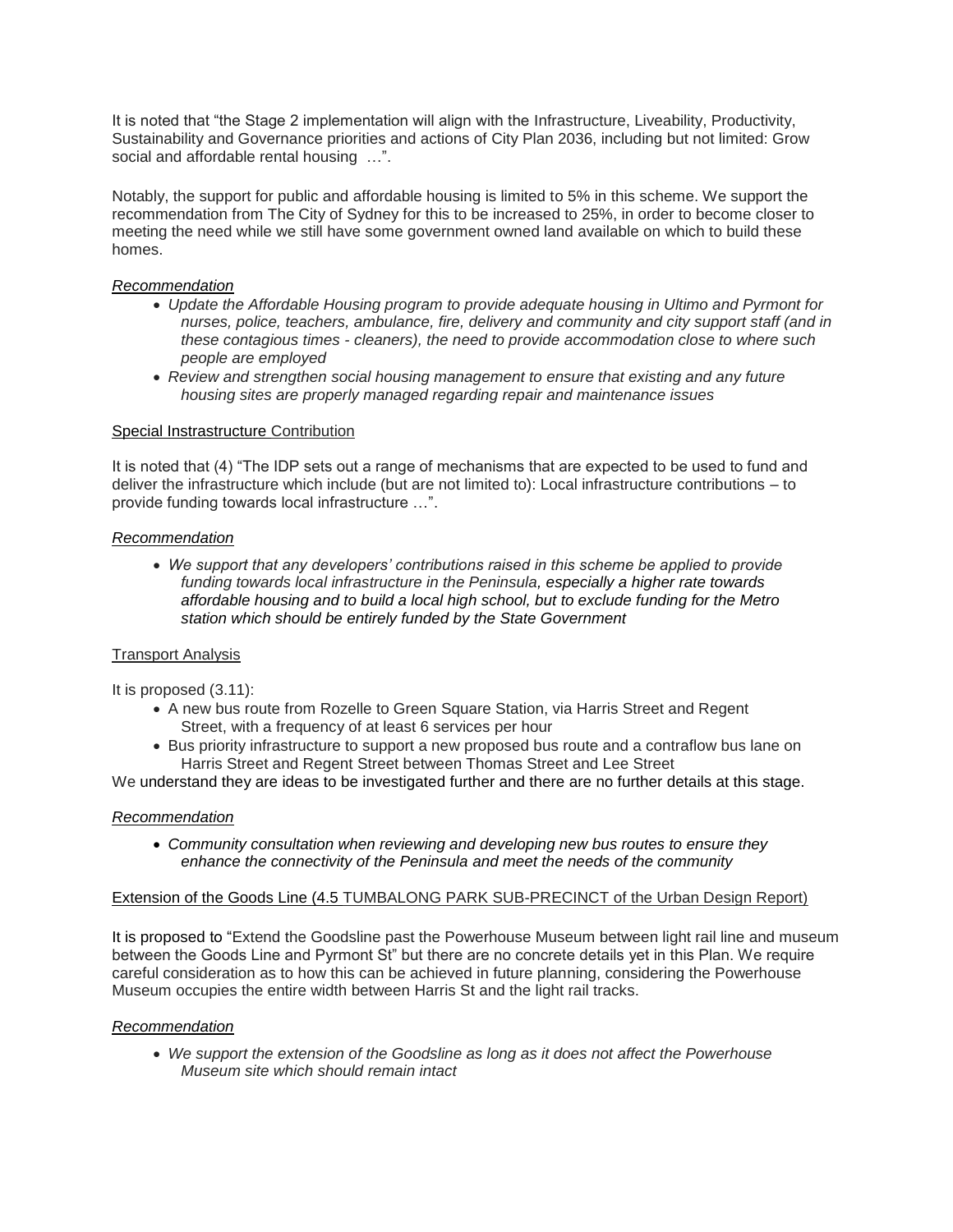It is noted that "the Stage 2 implementation will align with the Infrastructure, Liveability, Productivity, Sustainability and Governance priorities and actions of City Plan 2036, including but not limited: Grow social and affordable rental housing …".

Notably, the support for public and affordable housing is limited to 5% in this scheme. We support the recommendation from The City of Sydney for this to be increased to 25%, in order to become closer to meeting the need while we still have some government owned land available on which to build these homes.

*Recommendation*

- *Update the Affordable Housing program to provide adequate housing in Ultimo and Pyrmont for nurses, police, teachers, ambulance, fire, delivery and community and city support staff (and in these contagious times - cleaners), the need to provide accommodation close to where such people are employed*
- *Review and strengthen social housing management to ensure that existing and any future housing sites are properly managed regarding repair and maintenance issues*

Special Instrastructure Contribution

It is noted that (4) "The IDP sets out a range of mechanisms that are expected to be used to fund and deliver the infrastructure which include (but are not limited to): Local infrastructure contributions – to provide funding towards local infrastructure …".

*Recommendation*

- *We support that any developers' contributions raised in this scheme be applied to provide funding towards local infrastructure in the Peninsula, especially a higher rate towards affordable housing and to build a local high school, but to exclude funding for the Metro station which should be entirely funded by the State Government*

Transport Analysis

It is proposed (3.11):

- A new bus route from Rozelle to Green Square Station, via Harris Street and Regent Street, with a frequency of at least 6 services per hour
- Bus priority infrastructure to support a new proposed bus route and a contraflow bus lane on Harris Street and Regent Street between Thomas Street and Lee Street

We understand they are ideas to be investigated further and there are no further details at this stage.

*Recommendation*

- *Community consultation when reviewing and developing new bus routes to ensure they enhance the connectivity of the Peninsula and meet the needs of the community*

Extension of the Goods Line (4.5 TUMBALONG PARK SUB-PRECINCT of the Urban Design Report)

It is proposed to "Extend the Goodsline past the Powerhouse Museum between light rail line and museum between the Goods Line and Pyrmont St" but there are no concrete details yet in this Plan. We require careful consideration as to how this can be achieved in future planning, considering the Powerhouse Museum occupies the entire width between Harris St and the light rail tracks.

*Recommendation*

- *We support the extension of the Goodsline as long as it does not affect the Powerhouse Museum site which should remain intact*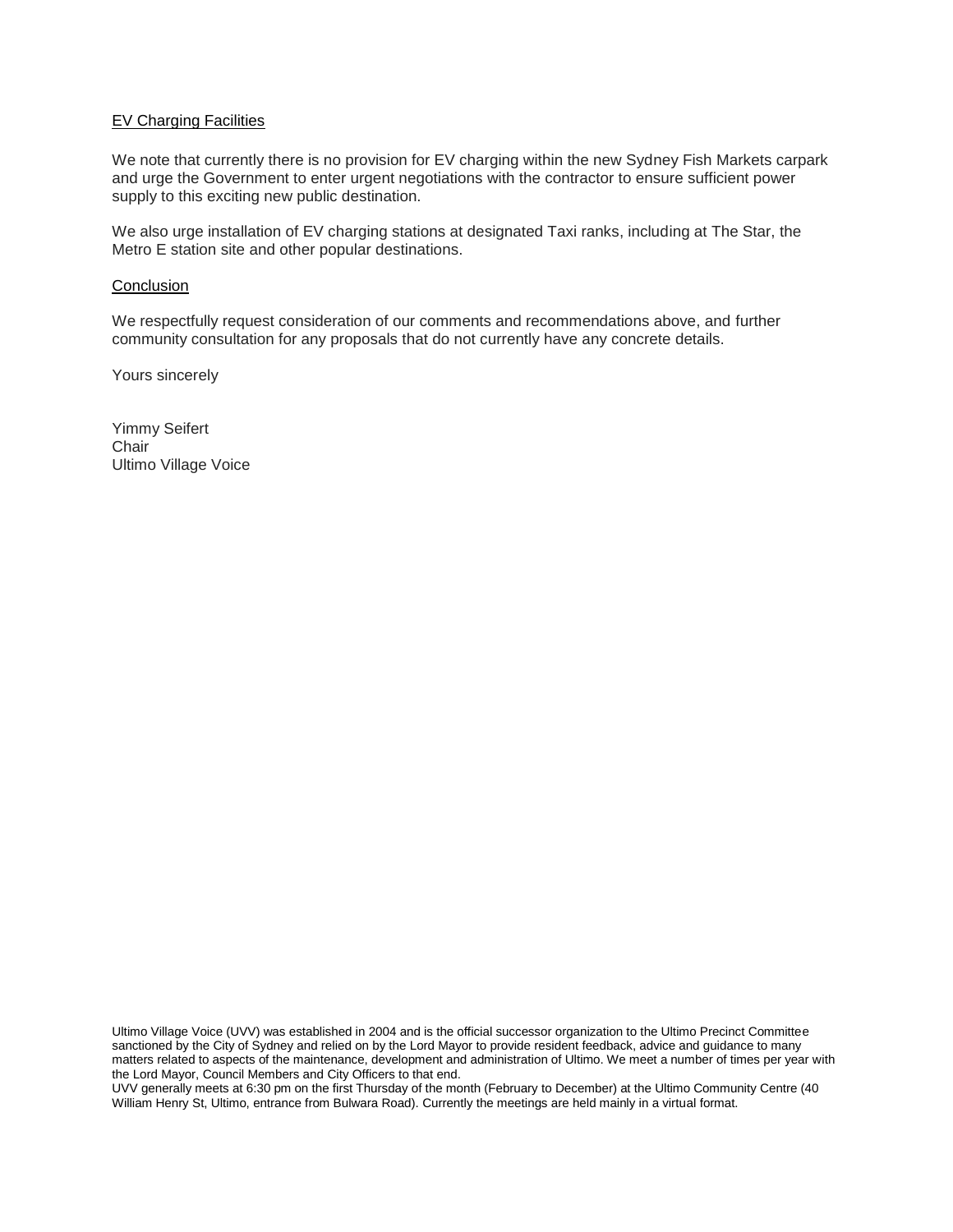EV Charging Facilities

We note that currently there is no provision for EV charging within the new Sydney Fish Markets carpark and urge the Government to enter urgent negotiations with the contractor to ensure sufficient power supply to this exciting new public destination.

We also urge installation of EV charging stations at designated Taxi ranks, including at The Star, the Metro E station site and other popular destinations.

Conclusion

We respectfully request consideration of our comments and recommendations above, and further community consultation for any proposals that do not currently have any concrete details.

Yours sincerely

Yimmy Seifert  
Chair  
Ultimo Village Voice

Ultimo Village Voice (UVV) was established in 2004 and is the official successor organization to the Ultimo Precinct Committee sanctioned by the City of Sydney and relied on by the Lord Mayor to provide resident feedback, advice and guidance to many matters related to aspects of the maintenance, development and administration of Ultimo. We meet a number of times per year with the Lord Mayor, Council Members and City Officers to that end.  
UVV generally meets at 6:30 pm on the first Thursday of the month (February to December) at the Ultimo Community Centre (40 William Henry St, Ultimo, entrance from Bulwara Road). Currently the meetings are held mainly in a virtual format.